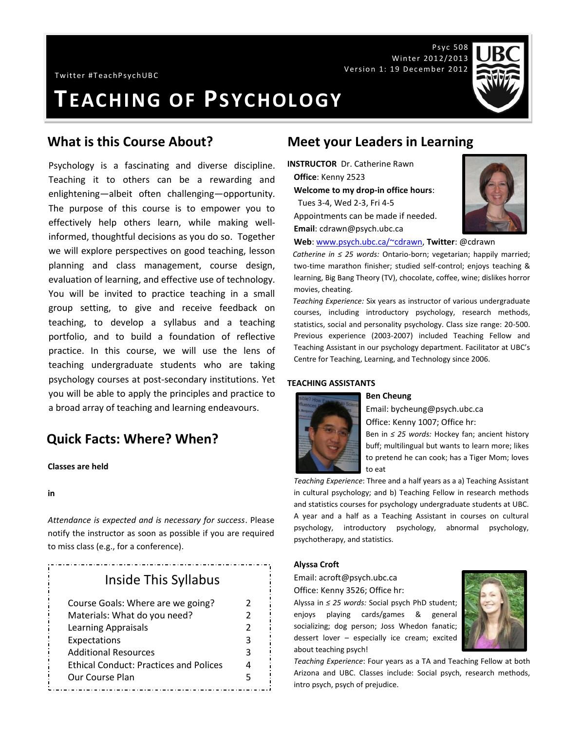Psyc 508
Winter 2012/2013
Version 1: 19 December 2012

Twitter #TeachPsychUBC

# TEACHING OF PSYCHOLOGY

## What is this Course About?

Psychology is a fascinating and diverse discipline. Teaching it to others can be a rewarding and enlightening—albeit often challenging—opportunity. The purpose of this course is to empower you to effectively help others learn, while making well-informed, thoughtful decisions as you do so. Together we will explore perspectives on good teaching, lesson planning and class management, course design, evaluation of learning, and effective use of technology. You will be invited to practice teaching in a small group setting, to give and receive feedback on teaching, to develop a syllabus and a teaching portfolio, and to build a foundation of reflective practice. In this course, we will use the lens of teaching undergraduate students who are taking psychology courses at post-secondary institutions. Yet you will be able to apply the principles and practice to a broad array of teaching and learning endeavours.

## Quick Facts: Where? When?

**Classes are held**

**in**

*Attendance is expected and is necessary for success*. Please notify the instructor as soon as possible if you are required to miss class (e.g., for a conference).

### Inside This Syllabus

| | |
|---|---|
| Course Goals: Where are we going? | 2 |
| Materials: What do you need? | 2 |
| Learning Appraisals | 2 |
| Expectations | 3 |
| Additional Resources | 3 |
| Ethical Conduct: Practices and Polices | 4 |
| Our Course Plan | 5 |

## Meet your Leaders in Learning

**INSTRUCTOR** Dr. Catherine Rawn

**Office**: Kenny 2523

**Welcome to my drop-in office hours**:
Tues 3-4, Wed 2-3, Fri 4-5

Appointments can be made if needed.

**Email**: cdrawn@psych.ubc.ca

**Web**: [www.psych.ubc.ca/~cdrawn](http://www.psych.ubc.ca/~cdrawn), **Twitter**: @cdrawn

*Catherine in ≤ 25 words:* Ontario-born; vegetarian; happily married; two-time marathon finisher; studied self-control; enjoys teaching & learning, Big Bang Theory (TV), chocolate, coffee, wine; dislikes horror movies, cheating.

*Teaching Experience:* Six years as instructor of various undergraduate courses, including introductory psychology, research methods, statistics, social and personality psychology. Class size range: 20-500. Previous experience (2003-2007) included Teaching Fellow and Teaching Assistant in our psychology department. Facilitator at UBC's Centre for Teaching, Learning, and Technology since 2006.

**TEACHING ASSISTANTS**

**Ben Cheung**

Email: bycheung@psych.ubc.ca

Office: Kenny 1007; Office hr:

Ben in *≤ 25 words:* Hockey fan; ancient history buff; multilingual but wants to learn more; likes to pretend he can cook; has a Tiger Mom; loves to eat

*Teaching Experience*: Three and a half years as a a) Teaching Assistant in cultural psychology; and b) Teaching Fellow in research methods and statistics courses for psychology undergraduate students at UBC. A year and a half as a Teaching Assistant in courses on cultural psychology, introductory psychology, abnormal psychology, psychotherapy, and statistics.

**Alyssa Croft**

Email: acroft@psych.ubc.ca

Office: Kenny 3526; Office hr:

Alyssa in *≤ 25 words:* Social psych PhD student; enjoys playing cards/games & general socializing; dog person; Joss Whedon fanatic; dessert lover – especially ice cream; excited about teaching psych!

*Teaching Experience*: Four years as a TA and Teaching Fellow at both Arizona and UBC. Classes include: Social psych, research methods, intro psych, psych of prejudice.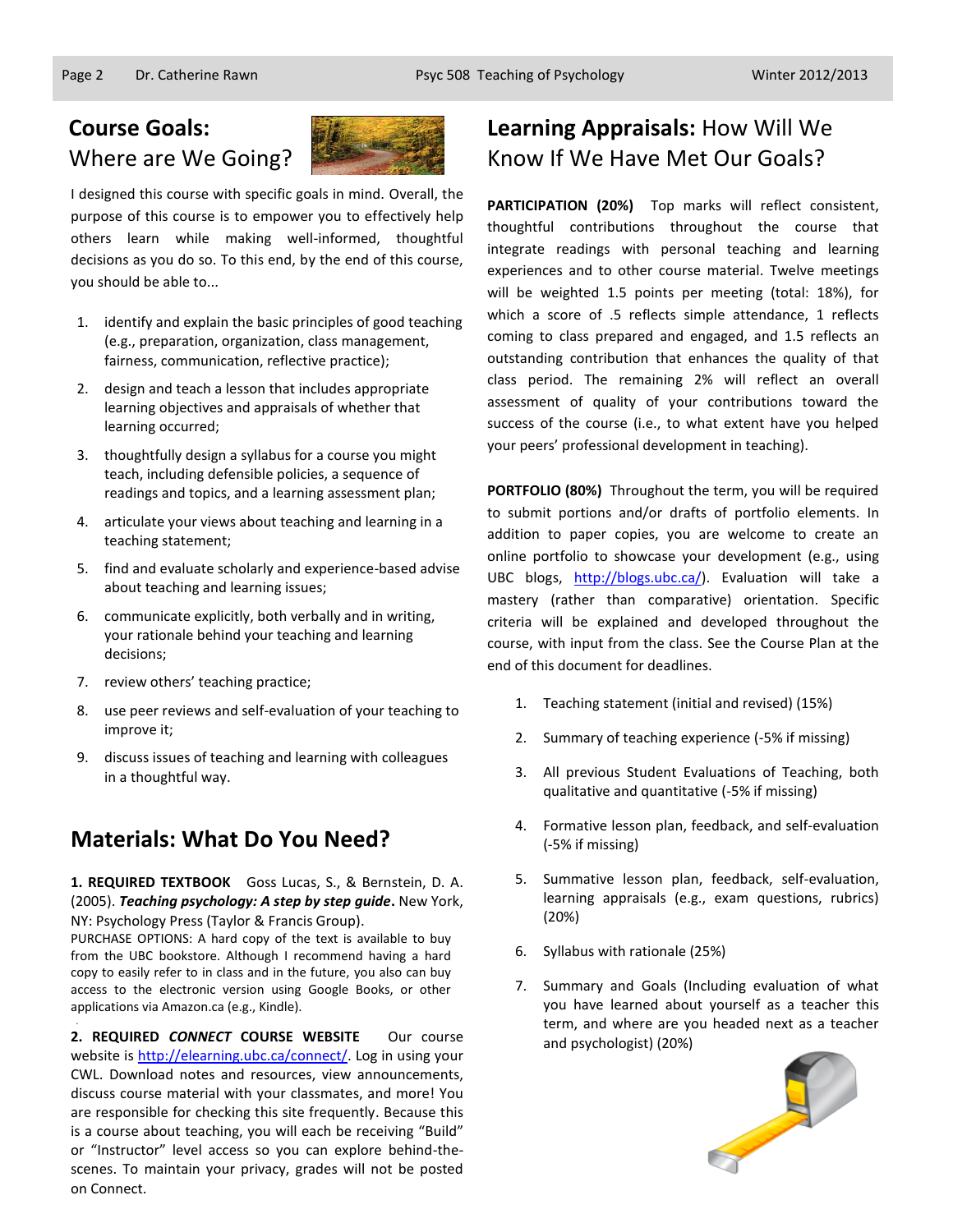## Course Goals: Where are We Going?

I designed this course with specific goals in mind. Overall, the purpose of this course is to empower you to effectively help others learn while making well-informed, thoughtful decisions as you do so. To this end, by the end of this course, you should be able to...

1. identify and explain the basic principles of good teaching (e.g., preparation, organization, class management, fairness, communication, reflective practice);
2. design and teach a lesson that includes appropriate learning objectives and appraisals of whether that learning occurred;
3. thoughtfully design a syllabus for a course you might teach, including defensible policies, a sequence of readings and topics, and a learning assessment plan;
4. articulate your views about teaching and learning in a teaching statement;
5. find and evaluate scholarly and experience-based advise about teaching and learning issues;
6. communicate explicitly, both verbally and in writing, your rationale behind your teaching and learning decisions;
7. review others' teaching practice;
8. use peer reviews and self-evaluation of your teaching to improve it;
9. discuss issues of teaching and learning with colleagues in a thoughtful way.

## Materials: What Do You Need?

**1. REQUIRED TEXTBOOK** Goss Lucas, S., & Bernstein, D. A. (2005). ***Teaching psychology: A step by step guide*.** New York, NY: Psychology Press (Taylor & Francis Group).

PURCHASE OPTIONS: A hard copy of the text is available to buy from the UBC bookstore. Although I recommend having a hard copy to easily refer to in class and in the future, you also can buy access to the electronic version using Google Books, or other applications via Amazon.ca (e.g., Kindle).

**2. REQUIRED *CONNECT* COURSE WEBSITE** Our course website is http://elearning.ubc.ca/connect/. Log in using your CWL. Download notes and resources, view announcements, discuss course material with your classmates, and more! You are responsible for checking this site frequently. Because this is a course about teaching, you will each be receiving "Build" or "Instructor" level access so you can explore behind-the-scenes. To maintain your privacy, grades will not be posted on Connect.

## Learning Appraisals: How Will We Know If We Have Met Our Goals?

**PARTICIPATION (20%)** Top marks will reflect consistent, thoughtful contributions throughout the course that integrate readings with personal teaching and learning experiences and to other course material. Twelve meetings will be weighted 1.5 points per meeting (total: 18%), for which a score of .5 reflects simple attendance, 1 reflects coming to class prepared and engaged, and 1.5 reflects an outstanding contribution that enhances the quality of that class period. The remaining 2% will reflect an overall assessment of quality of your contributions toward the success of the course (i.e., to what extent have you helped your peers' professional development in teaching).

**PORTFOLIO (80%)** Throughout the term, you will be required to submit portions and/or drafts of portfolio elements. In addition to paper copies, you are welcome to create an online portfolio to showcase your development (e.g., using UBC blogs, http://blogs.ubc.ca/). Evaluation will take a mastery (rather than comparative) orientation. Specific criteria will be explained and developed throughout the course, with input from the class. See the Course Plan at the end of this document for deadlines.

1. Teaching statement (initial and revised) (15%)
2. Summary of teaching experience (-5% if missing)
3. All previous Student Evaluations of Teaching, both qualitative and quantitative (-5% if missing)
4. Formative lesson plan, feedback, and self-evaluation (-5% if missing)
5. Summative lesson plan, feedback, self-evaluation, learning appraisals (e.g., exam questions, rubrics) (20%)
6. Syllabus with rationale (25%)
7. Summary and Goals (Including evaluation of what you have learned about yourself as a teacher this term, and where are you headed next as a teacher and psychologist) (20%)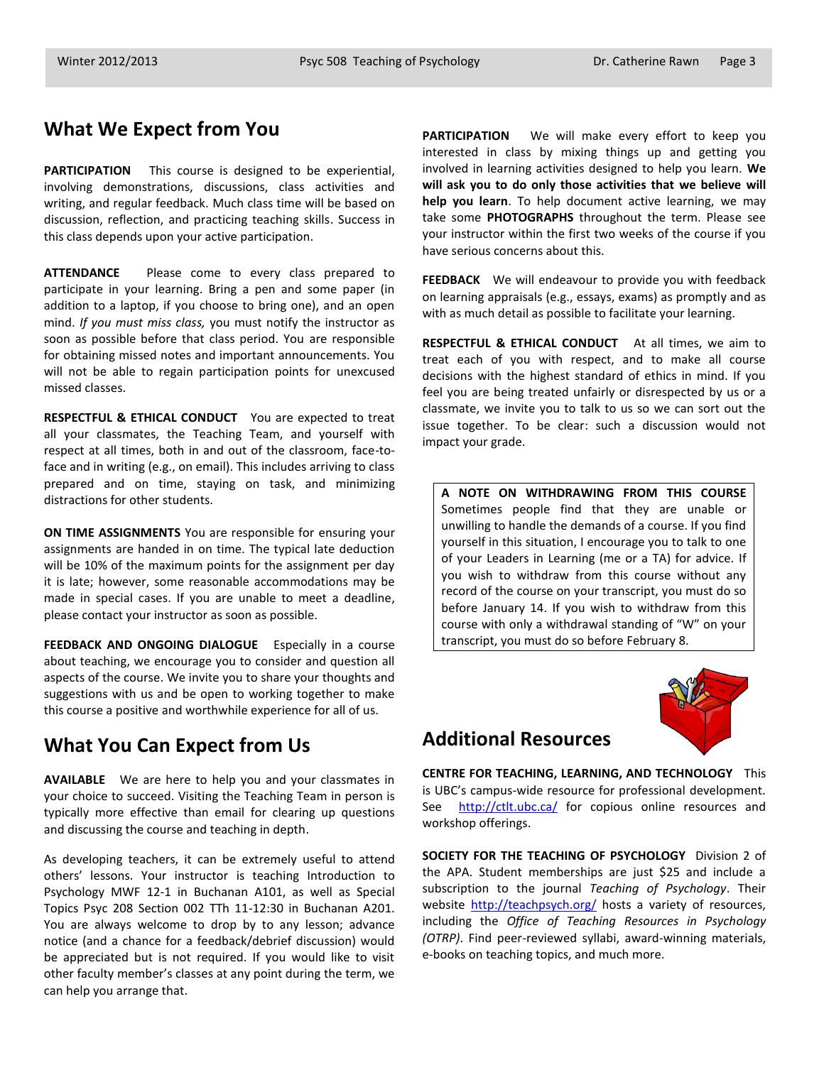## What We Expect from You

**PARTICIPATION** This course is designed to be experiential, involving demonstrations, discussions, class activities and writing, and regular feedback. Much class time will be based on discussion, reflection, and practicing teaching skills. Success in this class depends upon your active participation.

**ATTENDANCE** Please come to every class prepared to participate in your learning. Bring a pen and some paper (in addition to a laptop, if you choose to bring one), and an open mind. *If you must miss class,* you must notify the instructor as soon as possible before that class period. You are responsible for obtaining missed notes and important announcements. You will not be able to regain participation points for unexcused missed classes.

**RESPECTFUL & ETHICAL CONDUCT** You are expected to treat all your classmates, the Teaching Team, and yourself with respect at all times, both in and out of the classroom, face-to-face and in writing (e.g., on email). This includes arriving to class prepared and on time, staying on task, and minimizing distractions for other students.

**ON TIME ASSIGNMENTS** You are responsible for ensuring your assignments are handed in on time. The typical late deduction will be 10% of the maximum points for the assignment per day it is late; however, some reasonable accommodations may be made in special cases. If you are unable to meet a deadline, please contact your instructor as soon as possible.

**FEEDBACK AND ONGOING DIALOGUE** Especially in a course about teaching, we encourage you to consider and question all aspects of the course. We invite you to share your thoughts and suggestions with us and be open to working together to make this course a positive and worthwhile experience for all of us.

## What You Can Expect from Us

**AVAILABLE** We are here to help you and your classmates in your choice to succeed. Visiting the Teaching Team in person is typically more effective than email for clearing up questions and discussing the course and teaching in depth.

As developing teachers, it can be extremely useful to attend others' lessons. Your instructor is teaching Introduction to Psychology MWF 12-1 in Buchanan A101, as well as Special Topics Psyc 208 Section 002 TTh 11-12:30 in Buchanan A201. You are always welcome to drop by to any lesson; advance notice (and a chance for a feedback/debrief discussion) would be appreciated but is not required. If you would like to visit other faculty member's classes at any point during the term, we can help you arrange that.

**PARTICIPATION** We will make every effort to keep you interested in class by mixing things up and getting you involved in learning activities designed to help you learn. **We will ask you to do only those activities that we believe will help you learn**. To help document active learning, we may take some **PHOTOGRAPHS** throughout the term. Please see your instructor within the first two weeks of the course if you have serious concerns about this.

**FEEDBACK** We will endeavour to provide you with feedback on learning appraisals (e.g., essays, exams) as promptly and as with as much detail as possible to facilitate your learning.

**RESPECTFUL & ETHICAL CONDUCT** At all times, we aim to treat each of you with respect, and to make all course decisions with the highest standard of ethics in mind. If you feel you are being treated unfairly or disrespected by us or a classmate, we invite you to talk to us so we can sort out the issue together. To be clear: such a discussion would not impact your grade.

**A NOTE ON WITHDRAWING FROM THIS COURSE** Sometimes people find that they are unable or unwilling to handle the demands of a course. If you find yourself in this situation, I encourage you to talk to one of your Leaders in Learning (me or a TA) for advice. If you wish to withdraw from this course without any record of the course on your transcript, you must do so before January 14. If you wish to withdraw from this course with only a withdrawal standing of "W" on your transcript, you must do so before February 8.

## Additional Resources

**CENTRE FOR TEACHING, LEARNING, AND TECHNOLOGY** This is UBC's campus-wide resource for professional development. See http://ctlt.ubc.ca/ for copious online resources and workshop offerings.

**SOCIETY FOR THE TEACHING OF PSYCHOLOGY** Division 2 of the APA. Student memberships are just $25 and include a subscription to the journal *Teaching of Psychology*. Their website http://teachpsych.org/ hosts a variety of resources, including the *Office of Teaching Resources in Psychology (OTRP)*. Find peer-reviewed syllabi, award-winning materials, e-books on teaching topics, and much more.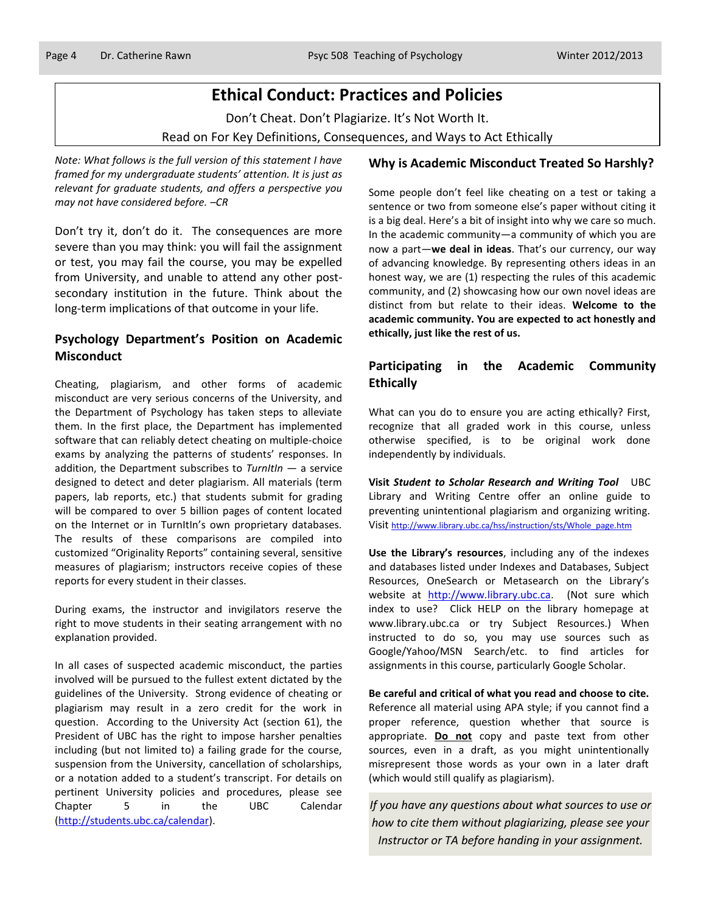# Ethical Conduct: Practices and Policies

Don't Cheat. Don't Plagiarize. It's Not Worth It.

Read on For Key Definitions, Consequences, and Ways to Act Ethically

*Note: What follows is the full version of this statement I have framed for my undergraduate students' attention. It is just as relevant for graduate students, and offers a perspective you may not have considered before. –CR*

Don't try it, don't do it. The consequences are more severe than you may think: you will fail the assignment or test, you may fail the course, you may be expelled from University, and unable to attend any other post-secondary institution in the future. Think about the long-term implications of that outcome in your life.

## Psychology Department's Position on Academic Misconduct

Cheating, plagiarism, and other forms of academic misconduct are very serious concerns of the University, and the Department of Psychology has taken steps to alleviate them. In the first place, the Department has implemented software that can reliably detect cheating on multiple-choice exams by analyzing the patterns of students' responses. In addition, the Department subscribes to *TurnItIn* — a service designed to detect and deter plagiarism. All materials (term papers, lab reports, etc.) that students submit for grading will be compared to over 5 billion pages of content located on the Internet or in TurnItIn's own proprietary databases. The results of these comparisons are compiled into customized "Originality Reports" containing several, sensitive measures of plagiarism; instructors receive copies of these reports for every student in their classes.

During exams, the instructor and invigilators reserve the right to move students in their seating arrangement with no explanation provided.

In all cases of suspected academic misconduct, the parties involved will be pursued to the fullest extent dictated by the guidelines of the University. Strong evidence of cheating or plagiarism may result in a zero credit for the work in question. According to the University Act (section 61), the President of UBC has the right to impose harsher penalties including (but not limited to) a failing grade for the course, suspension from the University, cancellation of scholarships, or a notation added to a student's transcript. For details on pertinent University policies and procedures, please see Chapter 5 in the UBC Calendar (http://students.ubc.ca/calendar).

## Why is Academic Misconduct Treated So Harshly?

Some people don't feel like cheating on a test or taking a sentence or two from someone else's paper without citing it is a big deal. Here's a bit of insight into why we care so much. In the academic community—a community of which you are now a part—**we deal in ideas**. That's our currency, our way of advancing knowledge. By representing others ideas in an honest way, we are (1) respecting the rules of this academic community, and (2) showcasing how our own novel ideas are distinct from but relate to their ideas. **Welcome to the academic community. You are expected to act honestly and ethically, just like the rest of us.**

## Participating in the Academic Community Ethically

What can you do to ensure you are acting ethically? First, recognize that all graded work in this course, unless otherwise specified, is to be original work done independently by individuals.

**Visit *Student to Scholar Research and Writing Tool*** UBC Library and Writing Centre offer an online guide to preventing unintentional plagiarism and organizing writing. Visit http://www.library.ubc.ca/hss/instruction/sts/Whole_page.htm

**Use the Library's resources**, including any of the indexes and databases listed under Indexes and Databases, Subject Resources, OneSearch or Metasearch on the Library's website at http://www.library.ubc.ca. (Not sure which index to use? Click HELP on the library homepage at www.library.ubc.ca or try Subject Resources.) When instructed to do so, you may use sources such as Google/Yahoo/MSN Search/etc. to find articles for assignments in this course, particularly Google Scholar.

**Be careful and critical of what you read and choose to cite.** Reference all material using APA style; if you cannot find a proper reference, question whether that source is appropriate. **Do not** copy and paste text from other sources, even in a draft, as you might unintentionally misrepresent those words as your own in a later draft (which would still qualify as plagiarism).

*If you have any questions about what sources to use or how to cite them without plagiarizing, please see your Instructor or TA before handing in your assignment.*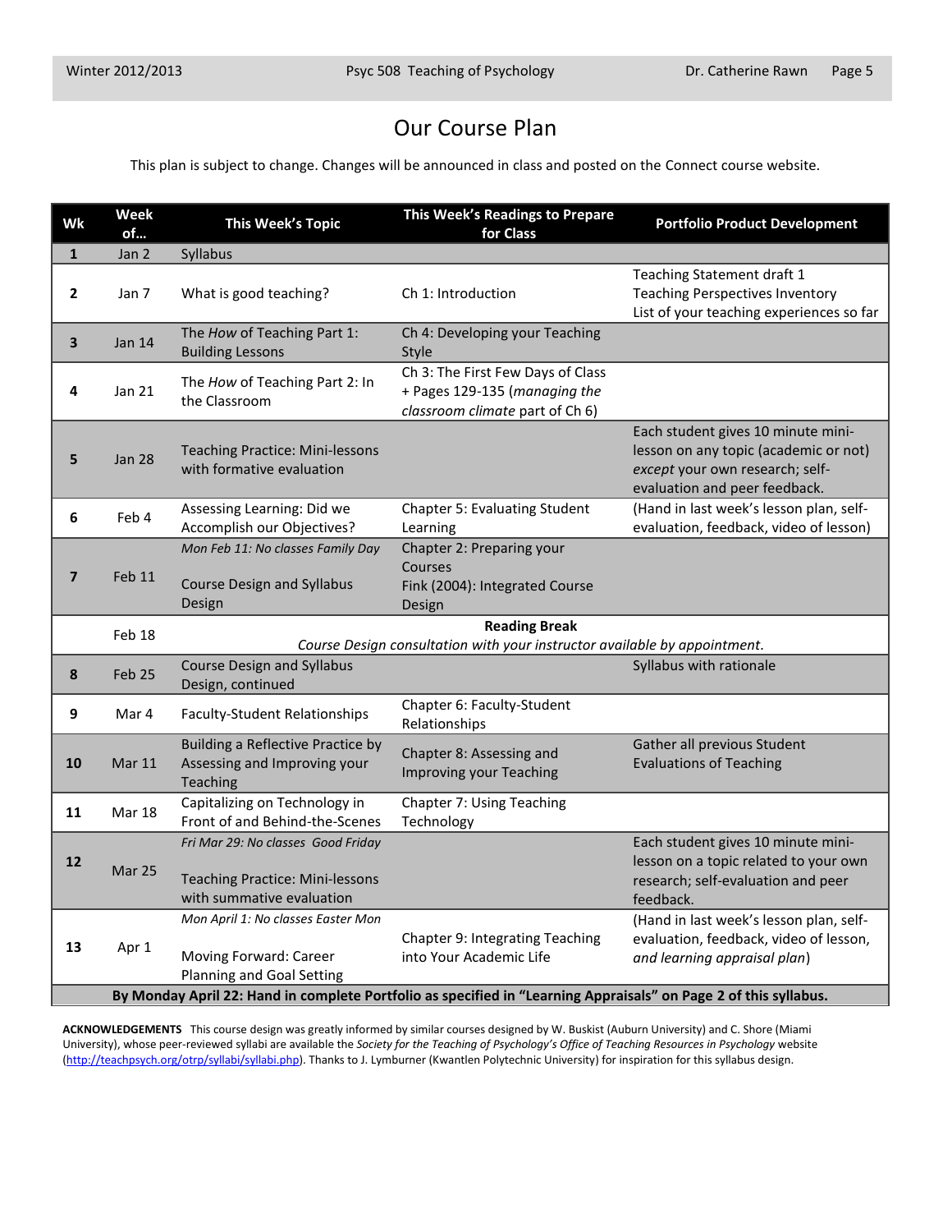# Our Course Plan

This plan is subject to change. Changes will be announced in class and posted on the Connect course website.

| Wk | Week of… | This Week's Topic | This Week's Readings to Prepare for Class | Portfolio Product Development |
|---|---|---|---|---|
| 1 | Jan 2 | Syllabus | | |
| 2 | Jan 7 | What is good teaching? | Ch 1: Introduction | Teaching Statement draft 1<br>Teaching Perspectives Inventory<br>List of your teaching experiences so far |
| 3 | Jan 14 | The *How* of Teaching Part 1: Building Lessons | Ch 4: Developing your Teaching Style | |
| 4 | Jan 21 | The *How* of Teaching Part 2: In the Classroom | Ch 3: The First Few Days of Class + Pages 129-135 (*managing the classroom climate* part of Ch 6) | |
| 5 | Jan 28 | Teaching Practice: Mini-lessons with formative evaluation | | Each student gives 10 minute mini-lesson on any topic (academic or not) *except* your own research; self-evaluation and peer feedback. |
| 6 | Feb 4 | Assessing Learning: Did we Accomplish our Objectives? | Chapter 5: Evaluating Student Learning | (Hand in last week's lesson plan, self-evaluation, feedback, video of lesson) |
| 7 | Feb 11 | *Mon Feb 11: No classes Family Day*<br><br>Course Design and Syllabus Design | Chapter 2: Preparing your Courses<br>Fink (2004): Integrated Course Design | |
| | Feb 18 | **Reading Break**<br>*Course Design consultation with your instructor available by appointment.* | | |
| 8 | Feb 25 | Course Design and Syllabus Design, continued | | Syllabus with rationale |
| 9 | Mar 4 | Faculty-Student Relationships | Chapter 6: Faculty-Student Relationships | |
| 10 | Mar 11 | Building a Reflective Practice by Assessing and Improving your Teaching | Chapter 8: Assessing and Improving your Teaching | Gather all previous Student Evaluations of Teaching |
| 11 | Mar 18 | Capitalizing on Technology in Front of and Behind-the-Scenes | Chapter 7: Using Teaching Technology | |
| 12 | Mar 25 | *Fri Mar 29: No classes Good Friday*<br><br>Teaching Practice: Mini-lessons with summative evaluation | | Each student gives 10 minute mini-lesson on a topic related to your own research; self-evaluation and peer feedback. |
| 13 | Apr 1 | *Mon April 1: No classes Easter Mon*<br><br>Moving Forward: Career Planning and Goal Setting | Chapter 9: Integrating Teaching into Your Academic Life | (Hand in last week's lesson plan, self-evaluation, feedback, video of lesson, *and learning appraisal plan*) |
| **By Monday April 22: Hand in complete Portfolio as specified in "Learning Appraisals" on Page 2 of this syllabus.** | | | | |

**ACKNOWLEDGEMENTS** This course design was greatly informed by similar courses designed by W. Buskist (Auburn University) and C. Shore (Miami University), whose peer-reviewed syllabi are available the *Society for the Teaching of Psychology's Office of Teaching Resources in Psychology* website (http://teachpsych.org/otrp/syllabi/syllabi.php). Thanks to J. Lymburner (Kwantlen Polytechnic University) for inspiration for this syllabus design.